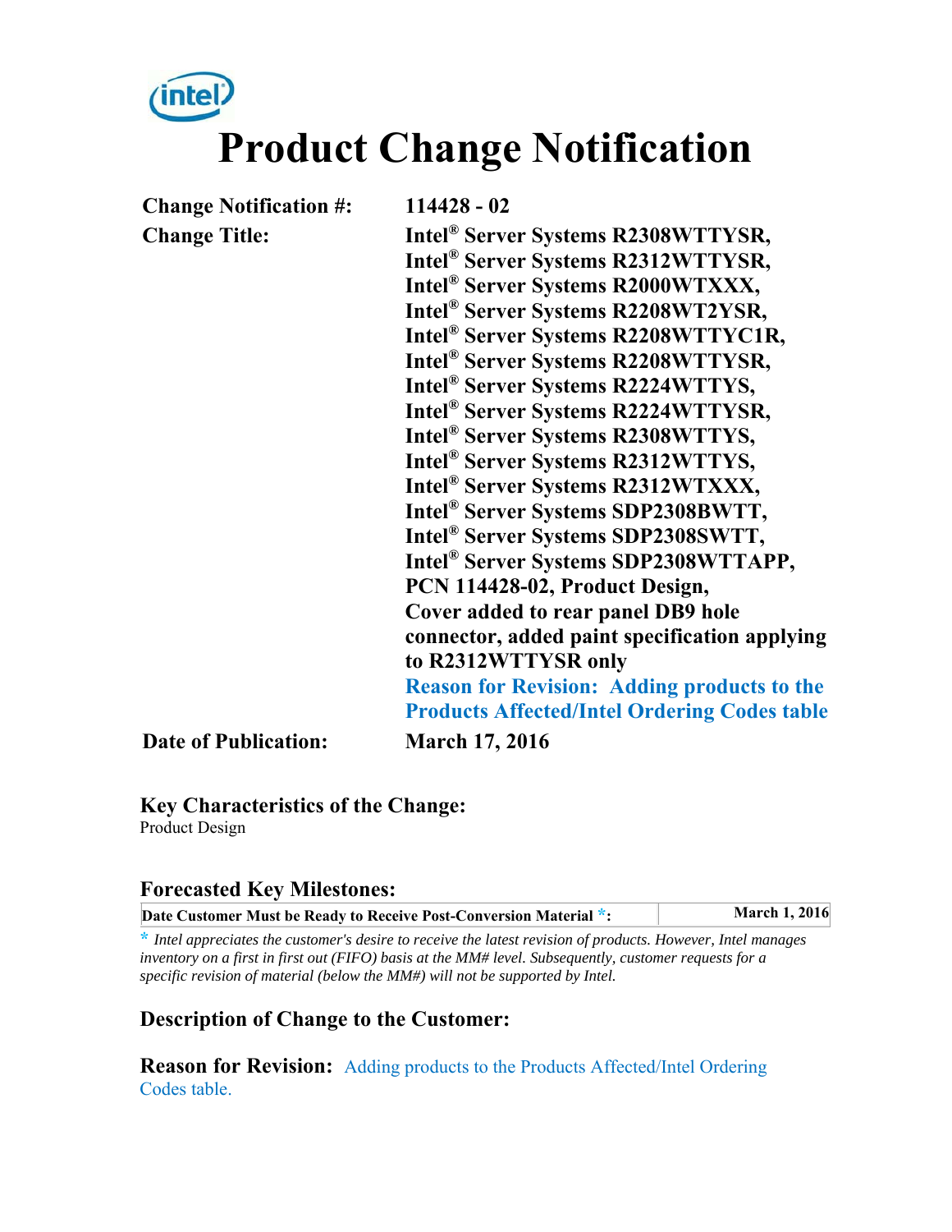# Product Change Notification

| | |
|---|---|
| **Change Notification #:** | **114428 - 02** |
| **Change Title:** | **Intel® Server Systems R2308WTTYSR, Intel® Server Systems R2312WTTYSR, Intel® Server Systems R2000WTXXX, Intel® Server Systems R2208WT2YSR, Intel® Server Systems R2208WTTYC1R, Intel® Server Systems R2208WTTYSR, Intel® Server Systems R2224WTTYS, Intel® Server Systems R2224WTTYSR, Intel® Server Systems R2308WTTYS, Intel® Server Systems R2312WTTYS, Intel® Server Systems R2312WTXXX, Intel® Server Systems SDP2308BWTT, Intel® Server Systems SDP2308SWTT, Intel® Server Systems SDP2308WTTAPP, PCN 114428-02, Product Design, Cover added to rear panel DB9 hole connector, added paint specification applying to R2312WTTYSR only** **Reason for Revision: Adding products to the Products Affected/Intel Ordering Codes table** |
| **Date of Publication:** | **March 17, 2016** |

## Key Characteristics of the Change:

Product Design

## Forecasted Key Milestones:

| | |
|---|---|
| **Date Customer Must be Ready to Receive Post-Conversion Material *:** | **March 1, 2016** |

*\* Intel appreciates the customer's desire to receive the latest revision of products. However, Intel manages inventory on a first in first out (FIFO) basis at the MM# level. Subsequently, customer requests for a specific revision of material (below the MM#) will not be supported by Intel.*

## Description of Change to the Customer:

**Reason for Revision:** Adding products to the Products Affected/Intel Ordering Codes table.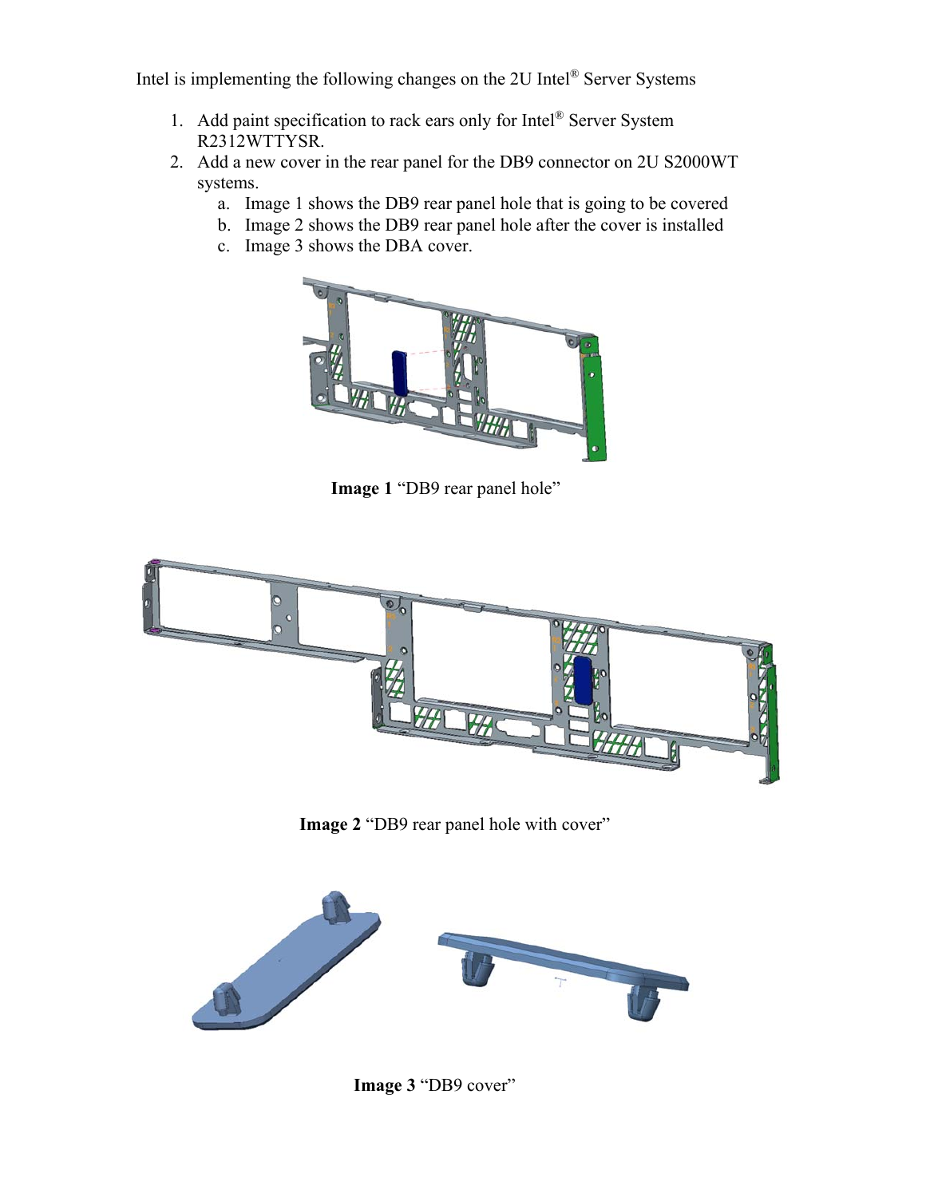Intel is implementing the following changes on the 2U Intel® Server Systems

1. Add paint specification to rack ears only for Intel® Server System R2312WTTYSR.
2. Add a new cover in the rear panel for the DB9 connector on 2U S2000WT systems.
   a. Image 1 shows the DB9 rear panel hole that is going to be covered
   b. Image 2 shows the DB9 rear panel hole after the cover is installed
   c. Image 3 shows the DBA cover.

**Image 1** "DB9 rear panel hole"

**Image 2** "DB9 rear panel hole with cover"

**Image 3** "DB9 cover"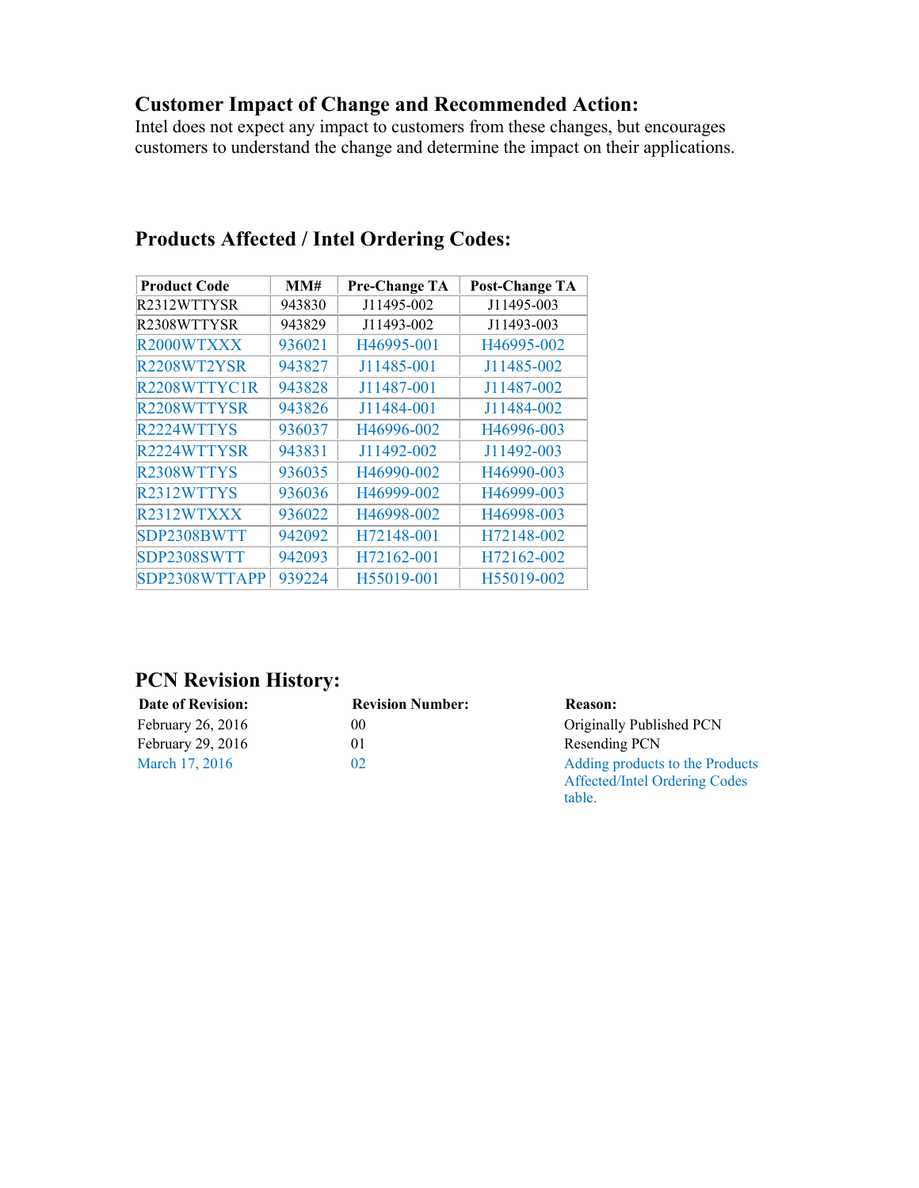## Customer Impact of Change and Recommended Action:

Intel does not expect any impact to customers from these changes, but encourages customers to understand the change and determine the impact on their applications.

## Products Affected / Intel Ordering Codes:

| Product Code | MM# | Pre-Change TA | Post-Change TA |
|---|---|---|---|
| R2312WTTYSR | 943830 | J11495-002 | J11495-003 |
| R2308WTTYSR | 943829 | J11493-002 | J11493-003 |
| R2000WTXXX | 936021 | H46995-001 | H46995-002 |
| R2208WT2YSR | 943827 | J11485-001 | J11485-002 |
| R2208WTTYC1R | 943828 | J11487-001 | J11487-002 |
| R2208WTTYSR | 943826 | J11484-001 | J11484-002 |
| R2224WTTYS | 936037 | H46996-002 | H46996-003 |
| R2224WTTYSR | 943831 | J11492-002 | J11492-003 |
| R2308WTTYS | 936035 | H46990-002 | H46990-003 |
| R2312WTTYS | 936036 | H46999-002 | H46999-003 |
| R2312WTXXX | 936022 | H46998-002 | H46998-003 |
| SDP2308BWTT | 942092 | H72148-001 | H72148-002 |
| SDP2308SWTT | 942093 | H72162-001 | H72162-002 |
| SDP2308WTTAPP | 939224 | H55019-001 | H55019-002 |

## PCN Revision History:

| Date of Revision: | Revision Number: | Reason: |
|---|---|---|
| February 26, 2016 | 00 | Originally Published PCN |
| February 29, 2016 | 01 | Resending PCN |
| March 17, 2016 | 02 | Adding products to the Products Affected/Intel Ordering Codes table. |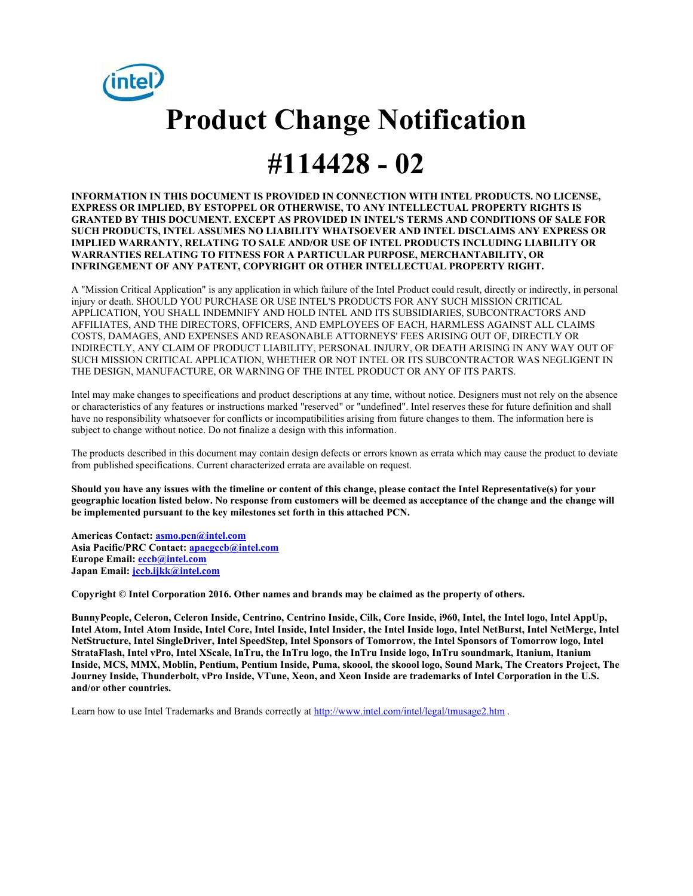# Product Change Notification

# #114428 - 02

**INFORMATION IN THIS DOCUMENT IS PROVIDED IN CONNECTION WITH INTEL PRODUCTS. NO LICENSE, EXPRESS OR IMPLIED, BY ESTOPPEL OR OTHERWISE, TO ANY INTELLECTUAL PROPERTY RIGHTS IS GRANTED BY THIS DOCUMENT. EXCEPT AS PROVIDED IN INTEL'S TERMS AND CONDITIONS OF SALE FOR SUCH PRODUCTS, INTEL ASSUMES NO LIABILITY WHATSOEVER AND INTEL DISCLAIMS ANY EXPRESS OR IMPLIED WARRANTY, RELATING TO SALE AND/OR USE OF INTEL PRODUCTS INCLUDING LIABILITY OR WARRANTIES RELATING TO FITNESS FOR A PARTICULAR PURPOSE, MERCHANTABILITY, OR INFRINGEMENT OF ANY PATENT, COPYRIGHT OR OTHER INTELLECTUAL PROPERTY RIGHT.**

A "Mission Critical Application" is any application in which failure of the Intel Product could result, directly or indirectly, in personal injury or death. SHOULD YOU PURCHASE OR USE INTEL'S PRODUCTS FOR ANY SUCH MISSION CRITICAL APPLICATION, YOU SHALL INDEMNIFY AND HOLD INTEL AND ITS SUBSIDIARIES, SUBCONTRACTORS AND AFFILIATES, AND THE DIRECTORS, OFFICERS, AND EMPLOYEES OF EACH, HARMLESS AGAINST ALL CLAIMS COSTS, DAMAGES, AND EXPENSES AND REASONABLE ATTORNEYS' FEES ARISING OUT OF, DIRECTLY OR INDIRECTLY, ANY CLAIM OF PRODUCT LIABILITY, PERSONAL INJURY, OR DEATH ARISING IN ANY WAY OUT OF SUCH MISSION CRITICAL APPLICATION, WHETHER OR NOT INTEL OR ITS SUBCONTRACTOR WAS NEGLIGENT IN THE DESIGN, MANUFACTURE, OR WARNING OF THE INTEL PRODUCT OR ANY OF ITS PARTS.

Intel may make changes to specifications and product descriptions at any time, without notice. Designers must not rely on the absence or characteristics of any features or instructions marked "reserved" or "undefined". Intel reserves these for future definition and shall have no responsibility whatsoever for conflicts or incompatibilities arising from future changes to them. The information here is subject to change without notice. Do not finalize a design with this information.

The products described in this document may contain design defects or errors known as errata which may cause the product to deviate from published specifications. Current characterized errata are available on request.

**Should you have any issues with the timeline or content of this change, please contact the Intel Representative(s) for your geographic location listed below. No response from customers will be deemed as acceptance of the change and the change will be implemented pursuant to the key milestones set forth in this attached PCN.**

**Americas Contact: asmo.pcn@intel.com**
**Asia Pacific/PRC Contact: apacgccb@intel.com**
**Europe Email: eccb@intel.com**
**Japan Email: jccb.ijkk@intel.com**

**Copyright © Intel Corporation 2016. Other names and brands may be claimed as the property of others.**

**BunnyPeople, Celeron, Celeron Inside, Centrino, Centrino Inside, Cilk, Core Inside, i960, Intel, the Intel logo, Intel AppUp, Intel Atom, Intel Atom Inside, Intel Core, Intel Inside, Intel Insider, the Intel Inside logo, Intel NetBurst, Intel NetMerge, Intel NetStructure, Intel SingleDriver, Intel SpeedStep, Intel Sponsors of Tomorrow, the Intel Sponsors of Tomorrow logo, Intel StrataFlash, Intel vPro, Intel XScale, InTru, the InTru logo, the InTru Inside logo, InTru soundmark, Itanium, Itanium Inside, MCS, MMX, Moblin, Pentium, Pentium Inside, Puma, skoool, the skoool logo, Sound Mark, The Creators Project, The Journey Inside, Thunderbolt, vPro Inside, VTune, Xeon, and Xeon Inside are trademarks of Intel Corporation in the U.S. and/or other countries.**

Learn how to use Intel Trademarks and Brands correctly at http://www.intel.com/intel/legal/tmusage2.htm .